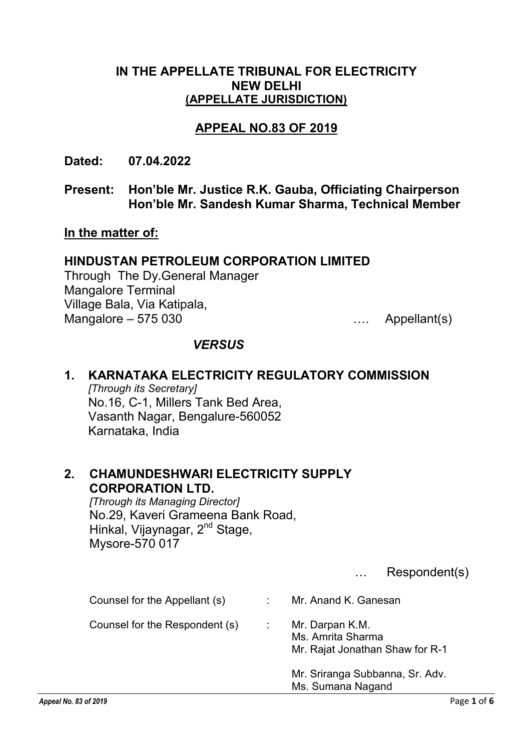**IN THE APPELLATE TRIBUNAL FOR ELECTRICITY**
**NEW DELHI**
**(APPELLATE JURISDICTION)**

**APPEAL NO.83 OF 2019**

**Dated: 07.04.2022**

**Present: Hon'ble Mr. Justice R.K. Gauba, Officiating Chairperson**
**Hon'ble Mr. Sandesh Kumar Sharma, Technical Member**

**In the matter of:**

**HINDUSTAN PETROLEUM CORPORATION LIMITED**
Through The Dy.General Manager
Mangalore Terminal
Village Bala, Via Katipala,
Mangalore – 575 030 …. Appellant(s)

***VERSUS***

**1. KARNATAKA ELECTRICITY REGULATORY COMMISSION**
*[Through its Secretary]*
No.16, C-1, Millers Tank Bed Area,
Vasanth Nagar, Bengalure-560052
Karnataka, India

**2. CHAMUNDESHWARI ELECTRICITY SUPPLY CORPORATION LTD.**
*[Through its Managing Director]*
No.29, Kaveri Grameena Bank Road,
Hinkal, Vijaynagar, 2nd Stage,
Mysore-570 017

… Respondent(s)

Counsel for the Appellant (s) : Mr. Anand K. Ganesan

Counsel for the Respondent (s) : Mr. Darpan K.M.
Ms. Amrita Sharma
Mr. Rajat Jonathan Shaw for R-1

Mr. Sriranga Subbanna, Sr. Adv.
Ms. Sumana Nagand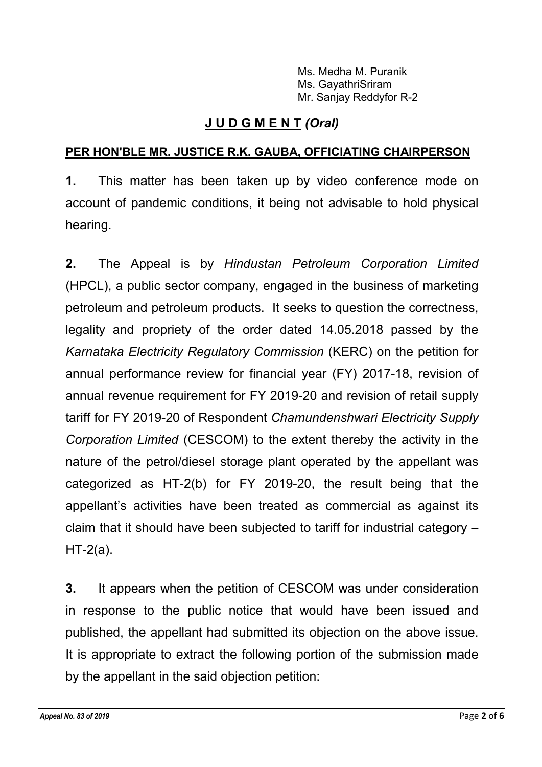Ms. Medha M. Puranik
Ms. GayathriSriram
Mr. Sanjay Reddyfor R-2

## **J U D G M E N T** *(Oral)*

**PER HON'BLE MR. JUSTICE R.K. GAUBA, OFFICIATING CHAIRPERSON**

**1.** This matter has been taken up by video conference mode on account of pandemic conditions, it being not advisable to hold physical hearing.

**2.** The Appeal is by *Hindustan Petroleum Corporation Limited* (HPCL), a public sector company, engaged in the business of marketing petroleum and petroleum products. It seeks to question the correctness, legality and propriety of the order dated 14.05.2018 passed by the *Karnataka Electricity Regulatory Commission* (KERC) on the petition for annual performance review for financial year (FY) 2017-18, revision of annual revenue requirement for FY 2019-20 and revision of retail supply tariff for FY 2019-20 of Respondent *Chamundenshwari Electricity Supply Corporation Limited* (CESCOM) to the extent thereby the activity in the nature of the petrol/diesel storage plant operated by the appellant was categorized as HT-2(b) for FY 2019-20, the result being that the appellant's activities have been treated as commercial as against its claim that it should have been subjected to tariff for industrial category – HT-2(a).

**3.** It appears when the petition of CESCOM was under consideration in response to the public notice that would have been issued and published, the appellant had submitted its objection on the above issue. It is appropriate to extract the following portion of the submission made by the appellant in the said objection petition: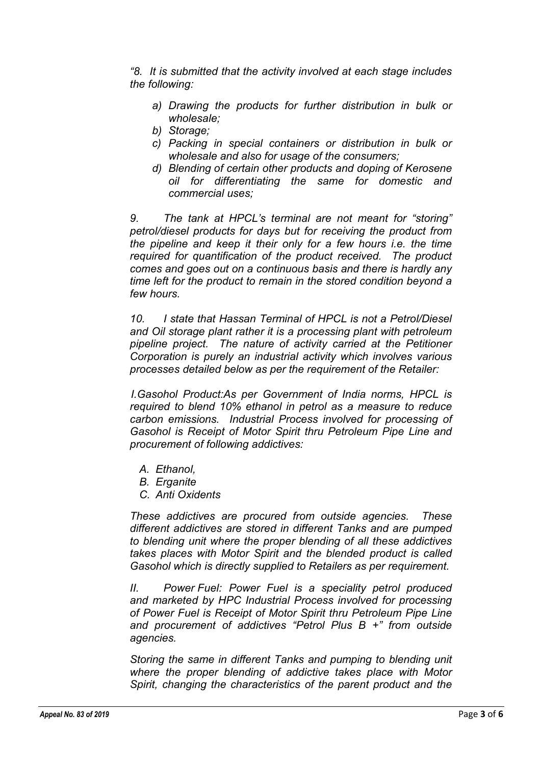*"8. It is submitted that the activity involved at each stage includes the following:*

*a) Drawing the products for further distribution in bulk or wholesale;*
*b) Storage;*
*c) Packing in special containers or distribution in bulk or wholesale and also for usage of the consumers;*
*d) Blending of certain other products and doping of Kerosene oil for differentiating the same for domestic and commercial uses;*

*9. The tank at HPCL's terminal are not meant for "storing" petrol/diesel products for days but for receiving the product from the pipeline and keep it their only for a few hours i.e. the time required for quantification of the product received. The product comes and goes out on a continuous basis and there is hardly any time left for the product to remain in the stored condition beyond a few hours.*

*10. I state that Hassan Terminal of HPCL is not a Petrol/Diesel and Oil storage plant rather it is a processing plant with petroleum pipeline project. The nature of activity carried at the Petitioner Corporation is purely an industrial activity which involves various processes detailed below as per the requirement of the Retailer:*

*I.Gasohol Product:As per Government of India norms, HPCL is required to blend 10% ethanol in petrol as a measure to reduce carbon emissions. Industrial Process involved for processing of Gasohol is Receipt of Motor Spirit thru Petroleum Pipe Line and procurement of following addictives:*

*A. Ethanol,*
*B. Erganite*
*C. Anti Oxidents*

*These addictives are procured from outside agencies. These different addictives are stored in different Tanks and are pumped to blending unit where the proper blending of all these addictives takes places with Motor Spirit and the blended product is called Gasohol which is directly supplied to Retailers as per requirement.*

*II. Power Fuel: Power Fuel is a speciality petrol produced and marketed by HPC Industrial Process involved for processing of Power Fuel is Receipt of Motor Spirit thru Petroleum Pipe Line and procurement of addictives "Petrol Plus B +" from outside agencies.*

*Storing the same in different Tanks and pumping to blending unit where the proper blending of addictive takes place with Motor Spirit, changing the characteristics of the parent product and the*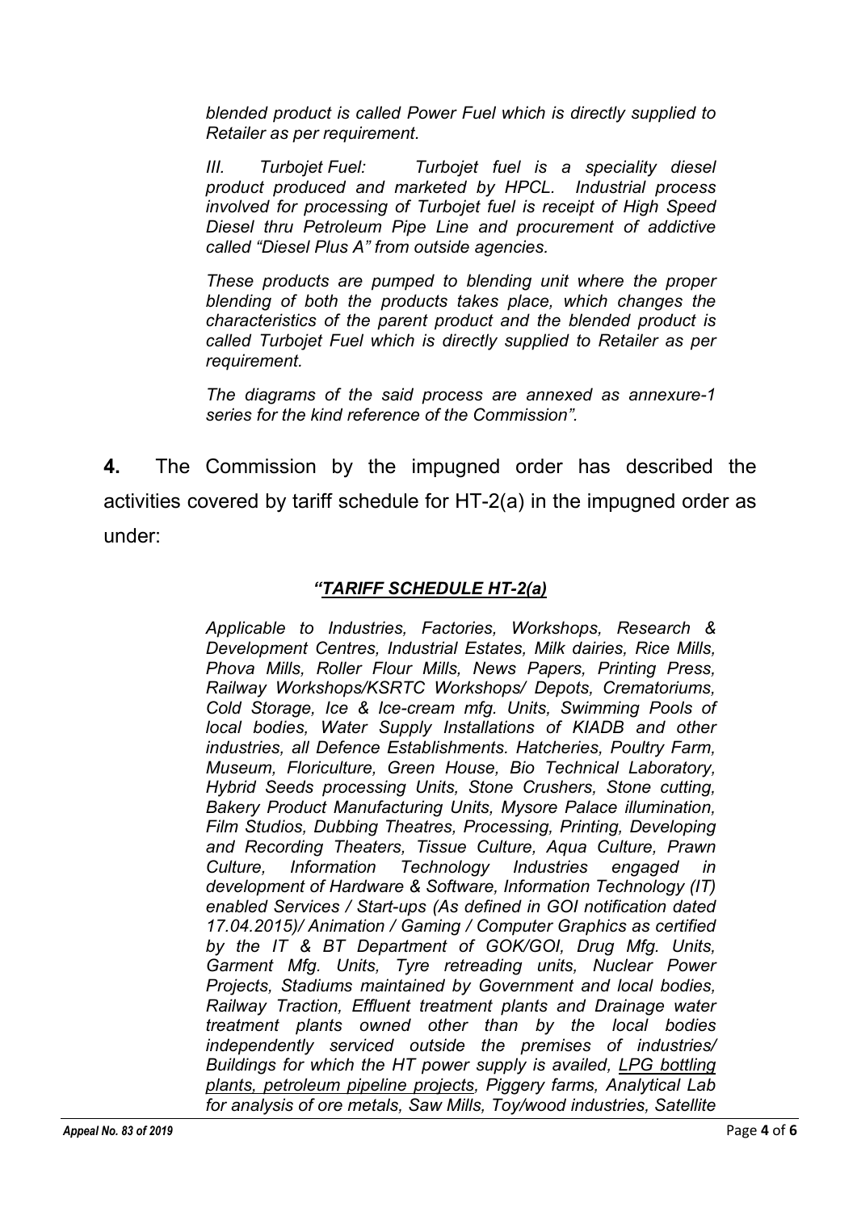*blended product is called Power Fuel which is directly supplied to Retailer as per requirement.*

*III. Turbojet Fuel: Turbojet fuel is a speciality diesel product produced and marketed by HPCL. Industrial process involved for processing of Turbojet fuel is receipt of High Speed Diesel thru Petroleum Pipe Line and procurement of addictive called "Diesel Plus A" from outside agencies.*

*These products are pumped to blending unit where the proper blending of both the products takes place, which changes the characteristics of the parent product and the blended product is called Turbojet Fuel which is directly supplied to Retailer as per requirement.*

*The diagrams of the said process are annexed as annexure-1 series for the kind reference of the Commission".*

**4.** The Commission by the impugned order has described the activities covered by tariff schedule for HT-2(a) in the impugned order as under:

***"<u>TARIFF SCHEDULE HT-2(a)</u>***

*Applicable to Industries, Factories, Workshops, Research & Development Centres, Industrial Estates, Milk dairies, Rice Mills, Phova Mills, Roller Flour Mills, News Papers, Printing Press, Railway Workshops/KSRTC Workshops/ Depots, Crematoriums, Cold Storage, Ice & Ice-cream mfg. Units, Swimming Pools of local bodies, Water Supply Installations of KIADB and other industries, all Defence Establishments. Hatcheries, Poultry Farm, Museum, Floriculture, Green House, Bio Technical Laboratory, Hybrid Seeds processing Units, Stone Crushers, Stone cutting, Bakery Product Manufacturing Units, Mysore Palace illumination, Film Studios, Dubbing Theatres, Processing, Printing, Developing and Recording Theaters, Tissue Culture, Aqua Culture, Prawn Culture, Information Technology Industries engaged in development of Hardware & Software, Information Technology (IT) enabled Services / Start-ups (As defined in GOI notification dated 17.04.2015)/ Animation / Gaming / Computer Graphics as certified by the IT & BT Department of GOK/GOI, Drug Mfg. Units, Garment Mfg. Units, Tyre retreading units, Nuclear Power Projects, Stadiums maintained by Government and local bodies, Railway Traction, Effluent treatment plants and Drainage water treatment plants owned other than by the local bodies independently serviced outside the premises of industries/ Buildings for which the HT power supply is availed, <u>LPG bottling plants, petroleum pipeline projects</u>, Piggery farms, Analytical Lab for analysis of ore metals, Saw Mills, Toy/wood industries, Satellite*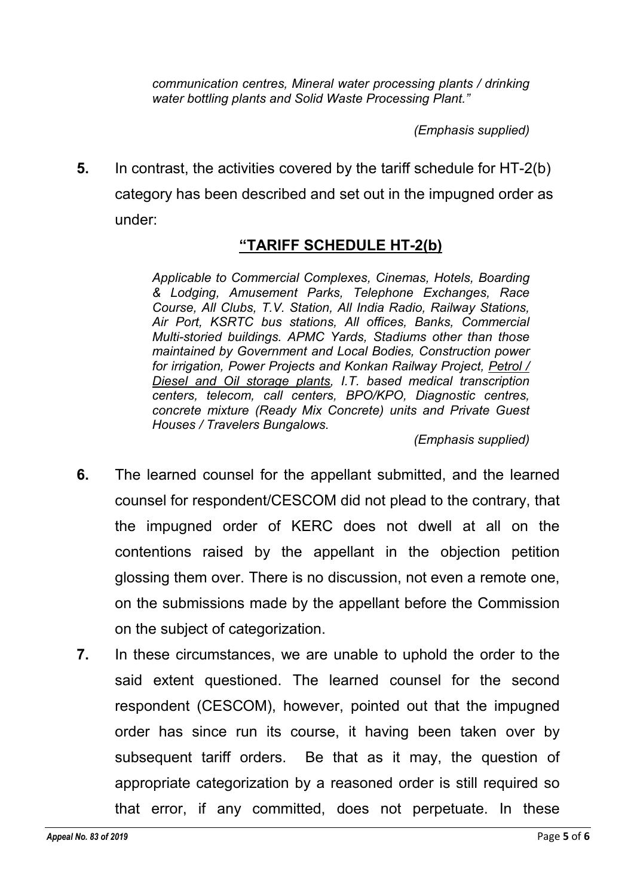*communication centres, Mineral water processing plants / drinking water bottling plants and Solid Waste Processing Plant."*

*(Emphasis supplied)*

**5.** In contrast, the activities covered by the tariff schedule for HT-2(b) category has been described and set out in the impugned order as under:

**"TARIFF SCHEDULE HT-2(b)**

> *Applicable to Commercial Complexes, Cinemas, Hotels, Boarding & Lodging, Amusement Parks, Telephone Exchanges, Race Course, All Clubs, T.V. Station, All India Radio, Railway Stations, Air Port, KSRTC bus stations, All offices, Banks, Commercial Multi-storied buildings. APMC Yards, Stadiums other than those maintained by Government and Local Bodies, Construction power for irrigation, Power Projects and Konkan Railway Project, Petrol / Diesel and Oil storage plants, I.T. based medical transcription centers, telecom, call centers, BPO/KPO, Diagnostic centres, concrete mixture (Ready Mix Concrete) units and Private Guest Houses / Travelers Bungalows.*
>
> *(Emphasis supplied)*

**6.** The learned counsel for the appellant submitted, and the learned counsel for respondent/CESCOM did not plead to the contrary, that the impugned order of KERC does not dwell at all on the contentions raised by the appellant in the objection petition glossing them over. There is no discussion, not even a remote one, on the submissions made by the appellant before the Commission on the subject of categorization.

**7.** In these circumstances, we are unable to uphold the order to the said extent questioned. The learned counsel for the second respondent (CESCOM), however, pointed out that the impugned order has since run its course, it having been taken over by subsequent tariff orders. Be that as it may, the question of appropriate categorization by a reasoned order is still required so that error, if any committed, does not perpetuate. In these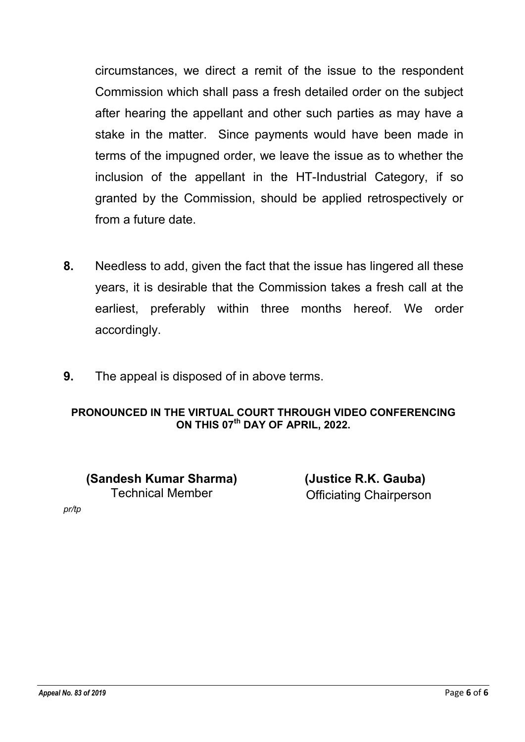circumstances, we direct a remit of the issue to the respondent Commission which shall pass a fresh detailed order on the subject after hearing the appellant and other such parties as may have a stake in the matter. Since payments would have been made in terms of the impugned order, we leave the issue as to whether the inclusion of the appellant in the HT-Industrial Category, if so granted by the Commission, should be applied retrospectively or from a future date.

**8.** Needless to add, given the fact that the issue has lingered all these years, it is desirable that the Commission takes a fresh call at the earliest, preferably within three months hereof. We order accordingly.

**9.** The appeal is disposed of in above terms.

**PRONOUNCED IN THE VIRTUAL COURT THROUGH VIDEO CONFERENCING ON THIS 07th DAY OF APRIL, 2022.**

**(Sandesh Kumar Sharma)**
Technical Member

**(Justice R.K. Gauba)**
Officiating Chairperson

*pr/tp*

***Appeal No. 83 of 2019***